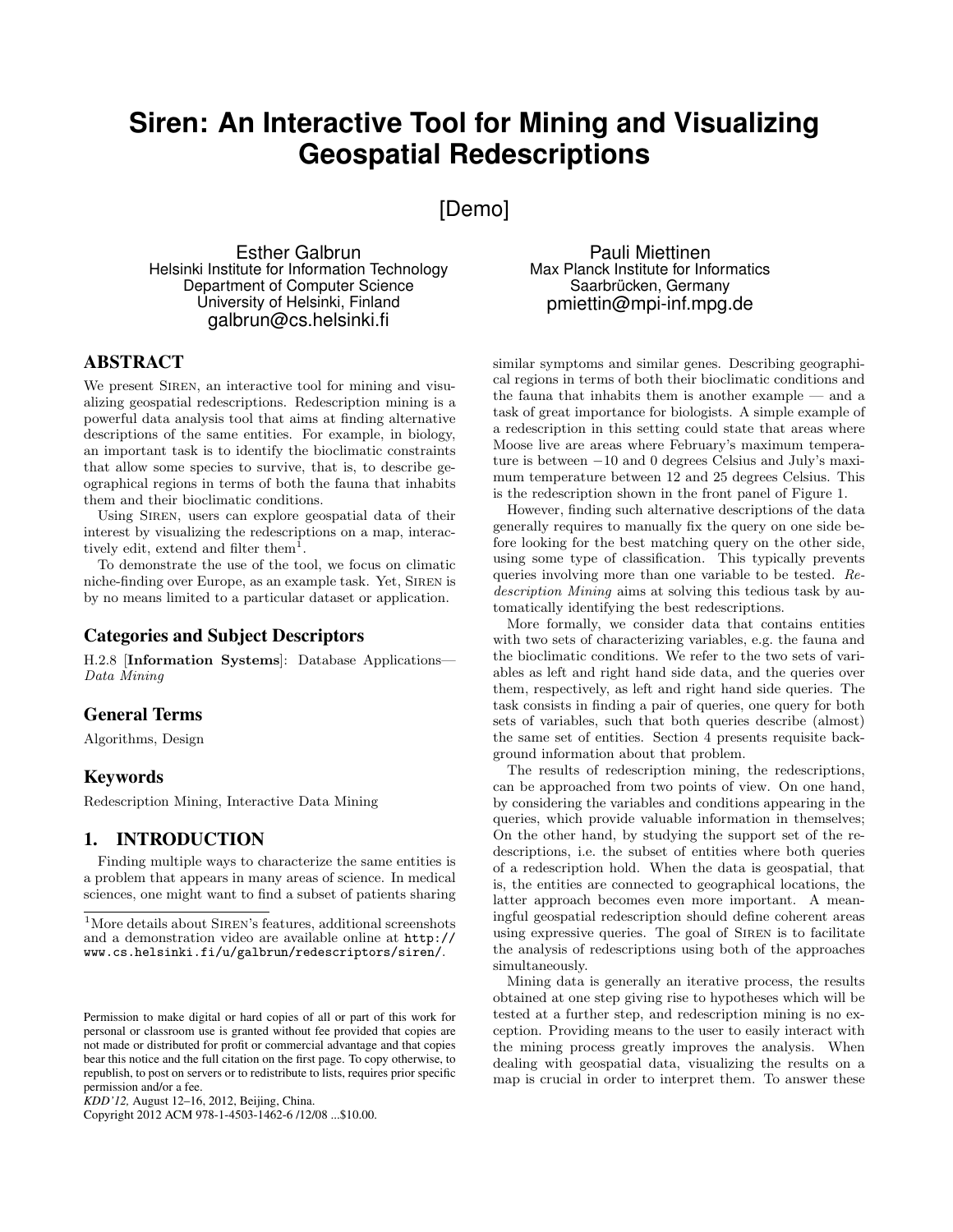# Siren: An Interactive Tool for Mining and Visualizing Geospatial Redescriptions

[Demo]

Esther Galbrun
Helsinki Institute for Information Technology
Department of Computer Science
University of Helsinki, Finland
galbrun@cs.helsinki.fi

Pauli Miettinen
Max Planck Institute for Informatics
Saarbrücken, Germany
pmiettin@mpi-inf.mpg.de

## ABSTRACT

We present SIREN, an interactive tool for mining and visualizing geospatial redescriptions. Redescription mining is a powerful data analysis tool that aims at finding alternative descriptions of the same entities. For example, in biology, an important task is to identify the bioclimatic constraints that allow some species to survive, that is, to describe geographical regions in terms of both the fauna that inhabits them and their bioclimatic conditions.

Using SIREN, users can explore geospatial data of their interest by visualizing the redescriptions on a map, interactively edit, extend and filter them[1].

To demonstrate the use of the tool, we focus on climatic niche-finding over Europe, as an example task. Yet, SIREN is by no means limited to a particular dataset or application.

### Categories and Subject Descriptors

H.2.8 [**Information Systems**]: Database Applications—*Data Mining*

### General Terms

Algorithms, Design

### Keywords

Redescription Mining, Interactive Data Mining

## 1. INTRODUCTION

Finding multiple ways to characterize the same entities is a problem that appears in many areas of science. In medical sciences, one might want to find a subset of patients sharing similar symptoms and similar genes. Describing geographical regions in terms of both their bioclimatic conditions and the fauna that inhabits them is another example — and a task of great importance for biologists. A simple example of a redescription in this setting could state that areas where Moose live are areas where February's maximum temperature is between $-10$ and 0 degrees Celsius and July's maximum temperature between 12 and 25 degrees Celsius. This is the redescription shown in the front panel of Figure 1.

However, finding such alternative descriptions of the data generally requires to manually fix the query on one side before looking for the best matching query on the other side, using some type of classification. This typically prevents queries involving more than one variable to be tested. *Redescription Mining* aims at solving this tedious task by automatically identifying the best redescriptions.

More formally, we consider data that contains entities with two sets of characterizing variables, e.g. the fauna and the bioclimatic conditions. We refer to the two sets of variables as left and right hand side data, and the queries over them, respectively, as left and right hand side queries. The task consists in finding a pair of queries, one query for both sets of variables, such that both queries describe (almost) the same set of entities. Section 4 presents requisite background information about that problem.

The results of redescription mining, the redescriptions, can be approached from two points of view. On one hand, by considering the variables and conditions appearing in the queries, which provide valuable information in themselves; On the other hand, by studying the support set of the redescriptions, i.e. the subset of entities where both queries of a redescription hold. When the data is geospatial, that is, the entities are connected to geographical locations, the latter approach becomes even more important. A meaningful geospatial redescription should define coherent areas using expressive queries. The goal of SIREN is to facilitate the analysis of redescriptions using both of the approaches simultaneously.

Mining data is generally an iterative process, the results obtained at one step giving rise to hypotheses which will be tested at a further step, and redescription mining is no exception. Providing means to the user to easily interact with the mining process greatly improves the analysis. When dealing with geospatial data, visualizing the results on a map is crucial in order to interpret them. To answer these

[1]More details about SIREN's features, additional screenshots and a demonstration video are available online at `http://www.cs.helsinki.fi/u/galbrun/redescriptors/siren/`.

Permission to make digital or hard copies of all or part of this work for personal or classroom use is granted without fee provided that copies are not made or distributed for profit or commercial advantage and that copies bear this notice and the full citation on the first page. To copy otherwise, to republish, to post on servers or to redistribute to lists, requires prior specific permission and/or a fee.
*KDD'12,* August 12–16, 2012, Beijing, China.
Copyright 2012 ACM 978-1-4503-1462-6 /12/08 ...$10.00.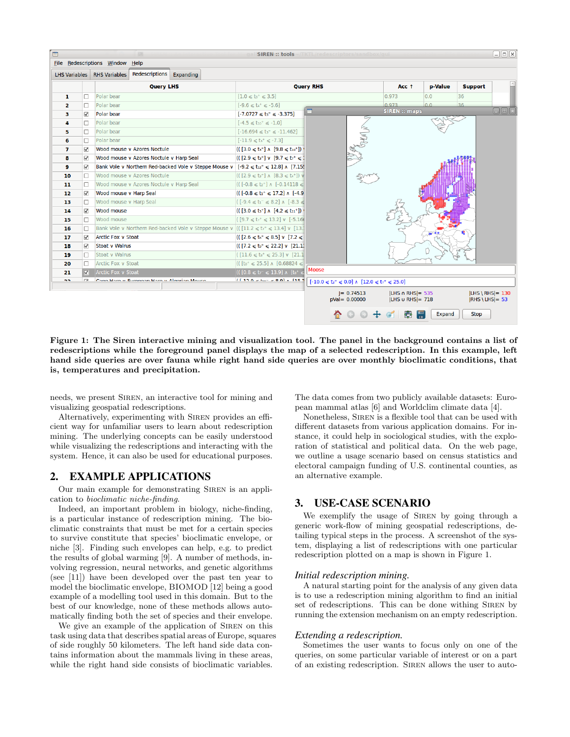**Figure 1: The Siren interactive mining and visualization tool. The panel in the background contains a list of redescriptions while the foreground panel displays the map of a selected redescription. In this example, left hand side queries are over fauna while right hand side queries are over monthly bioclimatic conditions, that is, temperatures and precipitation.**

needs, we present Siren, an interactive tool for mining and visualizing geospatial redescriptions.

Alternatively, experimenting with Siren provides an efficient way for unfamiliar users to learn about redescription mining. The underlying concepts can be easily understood while visualizing the redescriptions and interacting with the system. Hence, it can also be used for educational purposes.

## 2. EXAMPLE APPLICATIONS

Our main example for demonstrating Siren is an application to *bioclimatic niche-finding*.

Indeed, an important problem in biology, niche-finding, is a particular instance of redescription mining. The bioclimatic constraints that must be met for a certain species to survive constitute that species' bioclimatic envelope, or niche [3]. Finding such envelopes can help, e.g. to predict the results of global warming [9]. A number of methods, involving regression, neural networks, and genetic algorithms (see [11]) have been developed over the past ten year to model the bioclimatic envelope, BIOMOD [12] being a good example of a modelling tool used in this domain. But to the best of our knowledge, none of these methods allows automatically finding both the set of species and their envelope.

We give an example of the application of Siren on this task using data that describes spatial areas of Europe, squares of side roughly 50 kilometers. The left hand side contains information about the mammals living in these areas, while the right hand side consists of bioclimatic variables. The data comes from two publicly available datasets: European mammal atlas [6] and Worldclim climate data [4].

Nonetheless, Siren is a flexible tool that can be used with different datasets from various application domains. For instance, it could help in sociological studies, with the exploration of statistical and political data. On the web page, we outline a usage scenario based on census statistics and electoral campaign funding of U.S. continental counties, as an alternative example.

## 3. USE-CASE SCENARIO

We exemplify the usage of Siren by going through a generic work-flow of mining geospatial redescriptions, detailing typical steps in the process. A screenshot of the system, displaying a list of redescriptions with one particular redescription plotted on a map is shown in Figure 1.

### *Initial redescription mining.*

A natural starting point for the analysis of any given data is to use a redescription mining algorithm to find an initial set of redescriptions. This can be done withing Siren by running the extension mechanism on an empty redescription.

### *Extending a redescription.*

Sometimes the user wants to focus only on one of the queries, on some particular variable of interest or on a part of an existing redescription. Siren allows the user to auto-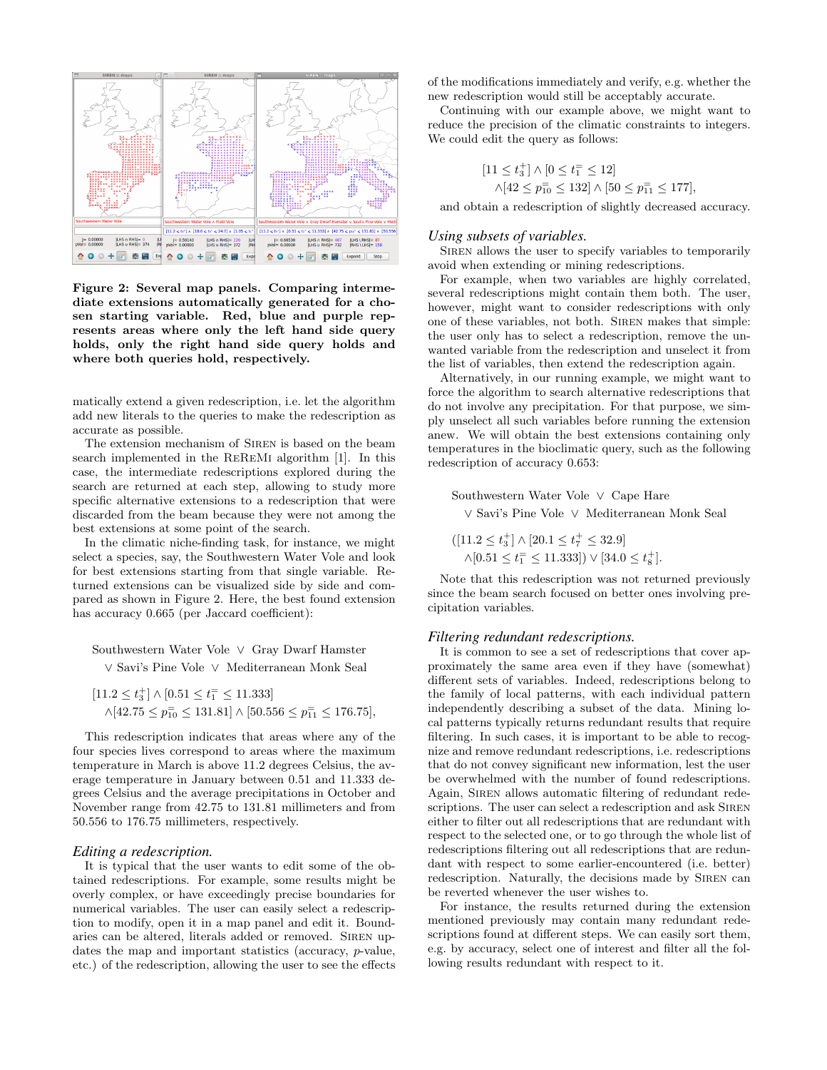**Figure 2: Several map panels. Comparing intermediate extensions automatically generated for a chosen starting variable. Red, blue and purple represents areas where only the left hand side query holds, only the right hand side query holds and where both queries hold, respectively.**

matically extend a given redescription, i.e. let the algorithm add new literals to the queries to make the redescription as accurate as possible.

The extension mechanism of Siren is based on the beam search implemented in the ReReMi algorithm [1]. In this case, the intermediate redescriptions explored during the search are returned at each step, allowing to study more specific alternative extensions to a redescription that were discarded from the beam because they were not among the best extensions at some point of the search.

In the climatic niche-finding task, for instance, we might select a species, say, the Southwestern Water Vole and look for best extensions starting from that single variable. Returned extensions can be visualized side by side and compared as shown in Figure 2. Here, the best found extension has accuracy 0.665 (per Jaccard coefficient):

Southwestern Water Vole $\vee$ Gray Dwarf Hamster
$\vee$ Savi's Pine Vole $\vee$ Mediterranean Monk Seal

$$[11.2 \leq t_3^+] \wedge [0.51 \leq t_1^= \leq 11.333]$$
$$\wedge[42.75 \leq p_{10}^= \leq 131.81] \wedge [50.556 \leq p_{11}^= \leq 176.75],$$

This redescription indicates that areas where any of the four species lives correspond to areas where the maximum temperature in March is above 11.2 degrees Celsius, the average temperature in January between 0.51 and 11.333 degrees Celsius and the average precipitations in October and November range from 42.75 to 131.81 millimeters and from 50.556 to 176.75 millimeters, respectively.

### *Editing a redescription.*

It is typical that the user wants to edit some of the obtained redescriptions. For example, some results might be overly complex, or have exceedingly precise boundaries for numerical variables. The user can easily select a redescription to modify, open it in a map panel and edit it. Boundaries can be altered, literals added or removed. Siren updates the map and important statistics (accuracy, $p$-value, etc.) of the redescription, allowing the user to see the effects of the modifications immediately and verify, e.g. whether the new redescription would still be acceptably accurate.

Continuing with our example above, we might want to reduce the precision of the climatic constraints to integers. We could edit the query as follows:

$$[11 \leq t_3^+] \wedge [0 \leq t_1^= \leq 12]$$
$$\wedge[42 \leq p_{10}^= \leq 132] \wedge [50 \leq p_{11}^= \leq 177],$$

and obtain a redescription of slightly decreased accuracy.

### *Using subsets of variables.*

Siren allows the user to specify variables to temporarily avoid when extending or mining redescriptions.

For example, when two variables are highly correlated, several redescriptions might contain them both. The user, however, might want to consider redescriptions with only one of these variables, not both. Siren makes that simple: the user only has to select a redescription, remove the unwanted variable from the redescription and unselect it from the list of variables, then extend the redescription again.

Alternatively, in our running example, we might want to force the algorithm to search alternative redescriptions that do not involve any precipitation. For that purpose, we simply unselect all such variables before running the extension anew. We will obtain the best extensions containing only temperatures in the bioclimatic query, such as the following redescription of accuracy 0.653:

Southwestern Water Vole $\vee$ Cape Hare
$\vee$ Savi's Pine Vole $\vee$ Mediterranean Monk Seal

$$([11.2 \leq t_3^+] \wedge [20.1 \leq t_7^+ \leq 32.9]$$
$$\wedge[0.51 \leq t_1^= \leq 11.333]) \vee [34.0 \leq t_8^+].$$

Note that this redescription was not returned previously since the beam search focused on better ones involving precipitation variables.

### *Filtering redundant redescriptions.*

It is common to see a set of redescriptions that cover approximately the same area even if they have (somewhat) different sets of variables. Indeed, redescriptions belong to the family of local patterns, with each individual pattern independently describing a subset of the data. Mining local patterns typically returns redundant results that require filtering. In such cases, it is important to be able to recognize and remove redundant redescriptions, i.e. redescriptions that do not convey significant new information, lest the user be overwhelmed with the number of found redescriptions. Again, Siren allows automatic filtering of redundant redescriptions. The user can select a redescription and ask Siren either to filter out all redescriptions that are redundant with respect to the selected one, or to go through the whole list of redescriptions filtering out all redescriptions that are redundant with respect to some earlier-encountered (i.e. better) redescription. Naturally, the decisions made by Siren can be reverted whenever the user wishes to.

For instance, the results returned during the extension mentioned previously may contain many redundant redescriptions found at different steps. We can easily sort them, e.g. by accuracy, select one of interest and filter all the following results redundant with respect to it.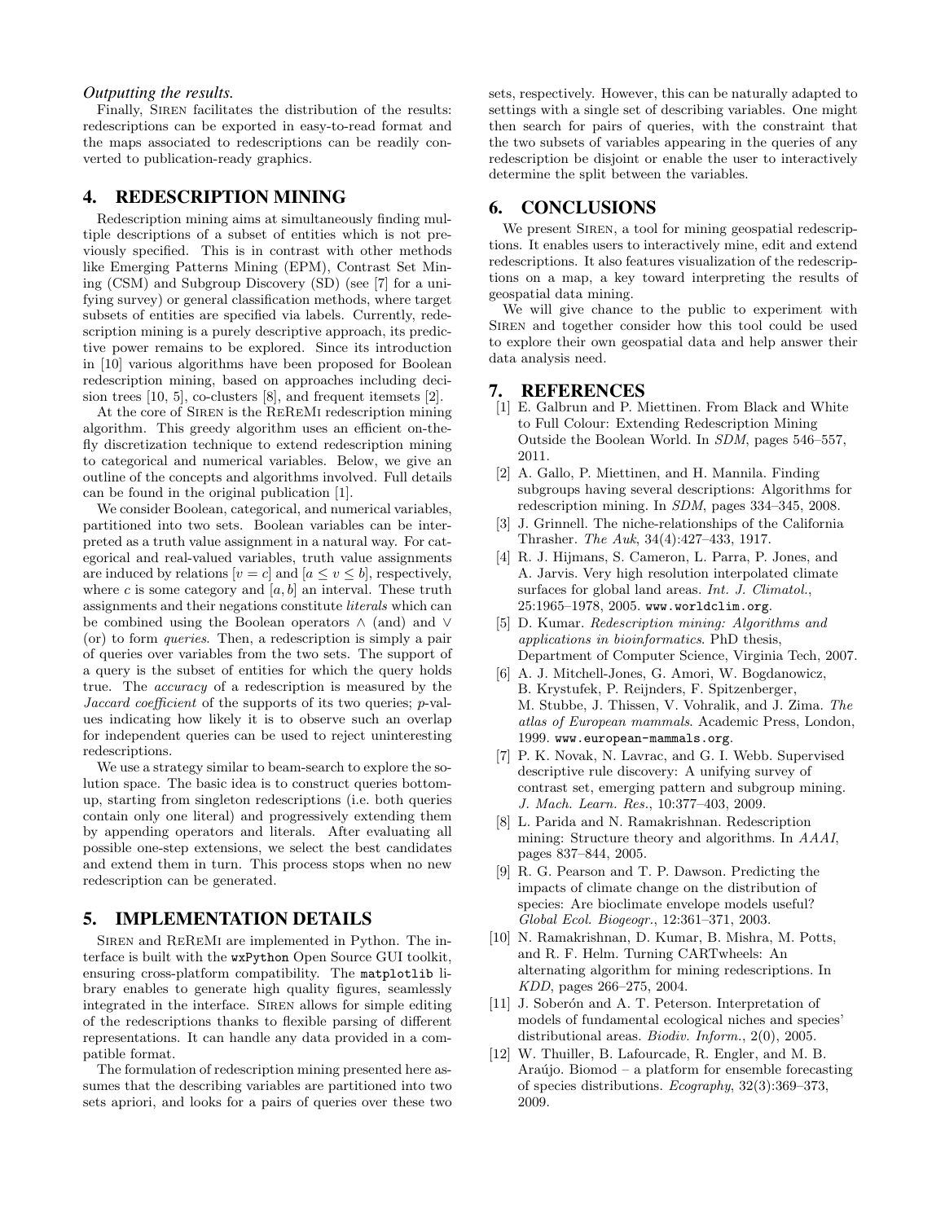*Outputting the results.*

Finally, Siren facilitates the distribution of the results: redescriptions can be exported in easy-to-read format and the maps associated to redescriptions can be readily converted to publication-ready graphics.

## 4. REDESCRIPTION MINING

Redescription mining aims at simultaneously finding multiple descriptions of a subset of entities which is not previously specified. This is in contrast with other methods like Emerging Patterns Mining (EPM), Contrast Set Mining (CSM) and Subgroup Discovery (SD) (see [7] for a unifying survey) or general classification methods, where target subsets of entities are specified via labels. Currently, redescription mining is a purely descriptive approach, its predictive power remains to be explored. Since its introduction in [10] various algorithms have been proposed for Boolean redescription mining, based on approaches including decision trees [10, 5], co-clusters [8], and frequent itemsets [2].

At the core of Siren is the ReReMi redescription mining algorithm. This greedy algorithm uses an efficient on-the-fly discretization technique to extend redescription mining to categorical and numerical variables. Below, we give an outline of the concepts and algorithms involved. Full details can be found in the original publication [1].

We consider Boolean, categorical, and numerical variables, partitioned into two sets. Boolean variables can be interpreted as a truth value assignment in a natural way. For categorical and real-valued variables, truth value assignments are induced by relations $[v = c]$ and $[a \leq v \leq b]$, respectively, where $c$ is some category and $[a, b]$ an interval. These truth assignments and their negations constitute *literals* which can be combined using the Boolean operators $\wedge$ (and) and $\vee$ (or) to form *queries*. Then, a redescription is simply a pair of queries over variables from the two sets. The support of a query is the subset of entities for which the query holds true. The *accuracy* of a redescription is measured by the *Jaccard coefficient* of the supports of its two queries; $p$-values indicating how likely it is to observe such an overlap for independent queries can be used to reject uninteresting redescriptions.

We use a strategy similar to beam-search to explore the solution space. The basic idea is to construct queries bottom-up, starting from singleton redescriptions (i.e. both queries contain only one literal) and progressively extending them by appending operators and literals. After evaluating all possible one-step extensions, we select the best candidates and extend them in turn. This process stops when no new redescription can be generated.

## 5. IMPLEMENTATION DETAILS

Siren and ReReMi are implemented in Python. The interface is built with the `wxPython` Open Source GUI toolkit, ensuring cross-platform compatibility. The `matplotlib` library enables to generate high quality figures, seamlessly integrated in the interface. Siren allows for simple editing of the redescriptions thanks to flexible parsing of different representations. It can handle any data provided in a compatible format.

The formulation of redescription mining presented here assumes that the describing variables are partitioned into two sets apriori, and looks for a pairs of queries over these two sets, respectively. However, this can be naturally adapted to settings with a single set of describing variables. One might then search for pairs of queries, with the constraint that the two subsets of variables appearing in the queries of any redescription be disjoint or enable the user to interactively determine the split between the variables.

## 6. CONCLUSIONS

We present Siren, a tool for mining geospatial redescriptions. It enables users to interactively mine, edit and extend redescriptions. It also features visualization of the redescriptions on a map, a key toward interpreting the results of geospatial data mining.

We will give chance to the public to experiment with Siren and together consider how this tool could be used to explore their own geospatial data and help answer their data analysis need.

## 7. REFERENCES

[1] E. Galbrun and P. Miettinen. From Black and White to Full Colour: Extending Redescription Mining Outside the Boolean World. In *SDM*, pages 546–557, 2011.

[2] A. Gallo, P. Miettinen, and H. Mannila. Finding subgroups having several descriptions: Algorithms for redescription mining. In *SDM*, pages 334–345, 2008.

[3] J. Grinnell. The niche-relationships of the California Thrasher. *The Auk*, 34(4):427–433, 1917.

[4] R. J. Hijmans, S. Cameron, L. Parra, P. Jones, and A. Jarvis. Very high resolution interpolated climate surfaces for global land areas. *Int. J. Climatol.*, 25:1965–1978, 2005. `www.worldclim.org`.

[5] D. Kumar. *Redescription mining: Algorithms and applications in bioinformatics*. PhD thesis, Department of Computer Science, Virginia Tech, 2007.

[6] A. J. Mitchell-Jones, G. Amori, W. Bogdanowicz, B. Krystufek, P. Reijnders, F. Spitzenberger, M. Stubbe, J. Thissen, V. Vohralik, and J. Zima. *The atlas of European mammals*. Academic Press, London, 1999. `www.european-mammals.org`.

[7] P. K. Novak, N. Lavrac, and G. I. Webb. Supervised descriptive rule discovery: A unifying survey of contrast set, emerging pattern and subgroup mining. *J. Mach. Learn. Res.*, 10:377–403, 2009.

[8] L. Parida and N. Ramakrishnan. Redescription mining: Structure theory and algorithms. In *AAAI*, pages 837–844, 2005.

[9] R. G. Pearson and T. P. Dawson. Predicting the impacts of climate change on the distribution of species: Are bioclimate envelope models useful? *Global Ecol. Biogeogr.*, 12:361–371, 2003.

[10] N. Ramakrishnan, D. Kumar, B. Mishra, M. Potts, and R. F. Helm. Turning CARTwheels: An alternating algorithm for mining redescriptions. In *KDD*, pages 266–275, 2004.

[11] J. Soberón and A. T. Peterson. Interpretation of models of fundamental ecological niches and species' distributional areas. *Biodiv. Inform.*, 2(0), 2005.

[12] W. Thuiller, B. Lafourcade, R. Engler, and M. B. Araújo. Biomod – a platform for ensemble forecasting of species distributions. *Ecography*, 32(3):369–373, 2009.